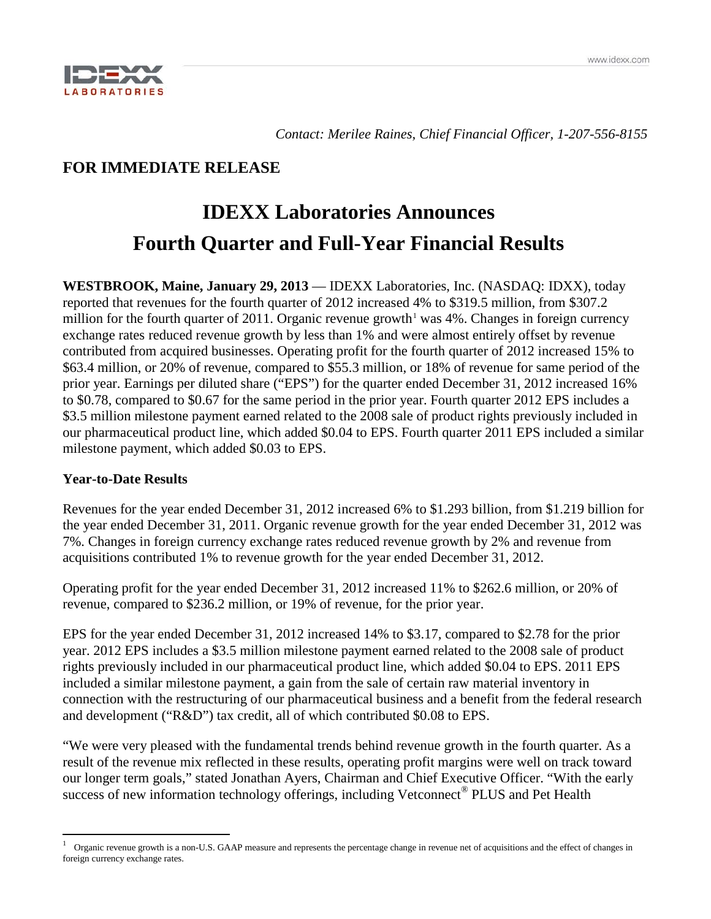*Contact: Merilee Raines, Chief Financial Officer, 1-207-556-8155*

## FOR IMMEDIATE RELEASE

# IDEXX Laboratories Announces Fourth Quarter and Full-Year Financial Results

**WESTBROOK, Maine, January 29, 2013** — IDEXX Laboratories, Inc. (NASDAQ: IDXX), today reported that revenues for the fourth quarter of 2012 increased 4% to $319.5 million, from $307.2 million for the fourth quarter of 2011. Organic revenue growth[1] was 4%. Changes in foreign currency exchange rates reduced revenue growth by less than 1% and were almost entirely offset by revenue contributed from acquired businesses. Operating profit for the fourth quarter of 2012 increased 15% to $63.4 million, or 20% of revenue, compared to $55.3 million, or 18% of revenue for same period of the prior year. Earnings per diluted share ("EPS") for the quarter ended December 31, 2012 increased 16% to $0.78, compared to $0.67 for the same period in the prior year. Fourth quarter 2012 EPS includes a $3.5 million milestone payment earned related to the 2008 sale of product rights previously included in our pharmaceutical product line, which added $0.04 to EPS. Fourth quarter 2011 EPS included a similar milestone payment, which added $0.03 to EPS.

### Year-to-Date Results

Revenues for the year ended December 31, 2012 increased 6% to $1.293 billion, from $1.219 billion for the year ended December 31, 2011. Organic revenue growth for the year ended December 31, 2012 was 7%. Changes in foreign currency exchange rates reduced revenue growth by 2% and revenue from acquisitions contributed 1% to revenue growth for the year ended December 31, 2012.

Operating profit for the year ended December 31, 2012 increased 11% to $262.6 million, or 20% of revenue, compared to $236.2 million, or 19% of revenue, for the prior year.

EPS for the year ended December 31, 2012 increased 14% to $3.17, compared to $2.78 for the prior year. 2012 EPS includes a $3.5 million milestone payment earned related to the 2008 sale of product rights previously included in our pharmaceutical product line, which added $0.04 to EPS. 2011 EPS included a similar milestone payment, a gain from the sale of certain raw material inventory in connection with the restructuring of our pharmaceutical business and a benefit from the federal research and development ("R&D") tax credit, all of which contributed $0.08 to EPS.

"We were very pleased with the fundamental trends behind revenue growth in the fourth quarter. As a result of the revenue mix reflected in these results, operating profit margins were well on track toward our longer term goals," stated Jonathan Ayers, Chairman and Chief Executive Officer. "With the early success of new information technology offerings, including Vetconnect® PLUS and Pet Health

[1] Organic revenue growth is a non-U.S. GAAP measure and represents the percentage change in revenue net of acquisitions and the effect of changes in foreign currency exchange rates.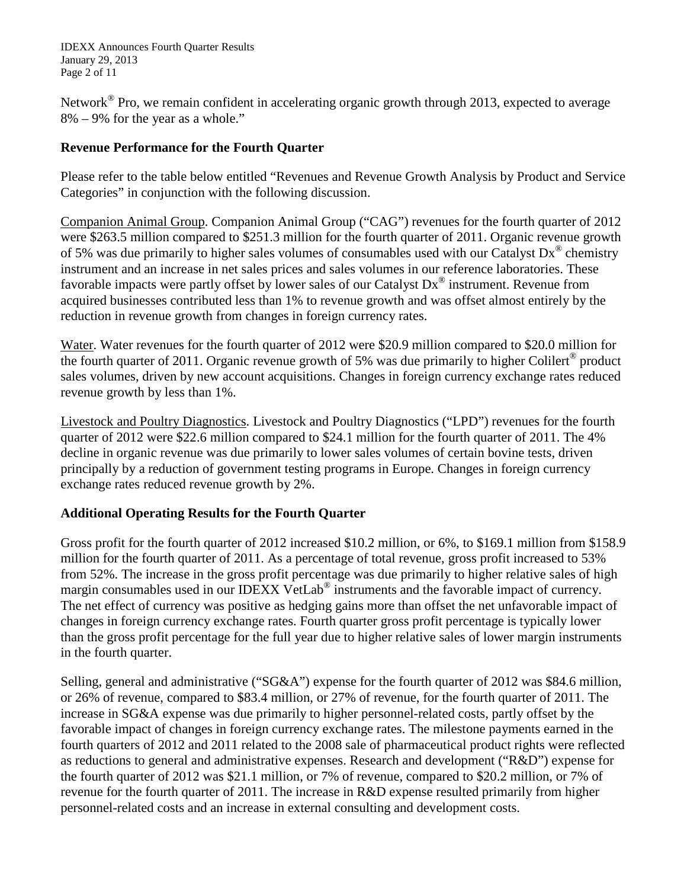Network® Pro, we remain confident in accelerating organic growth through 2013, expected to average 8% – 9% for the year as a whole."

**Revenue Performance for the Fourth Quarter**

Please refer to the table below entitled "Revenues and Revenue Growth Analysis by Product and Service Categories" in conjunction with the following discussion.

Companion Animal Group. Companion Animal Group ("CAG") revenues for the fourth quarter of 2012 were $263.5 million compared to $251.3 million for the fourth quarter of 2011. Organic revenue growth of 5% was due primarily to higher sales volumes of consumables used with our Catalyst Dx® chemistry instrument and an increase in net sales prices and sales volumes in our reference laboratories. These favorable impacts were partly offset by lower sales of our Catalyst Dx® instrument. Revenue from acquired businesses contributed less than 1% to revenue growth and was offset almost entirely by the reduction in revenue growth from changes in foreign currency rates.

Water. Water revenues for the fourth quarter of 2012 were $20.9 million compared to $20.0 million for the fourth quarter of 2011. Organic revenue growth of 5% was due primarily to higher Colilert® product sales volumes, driven by new account acquisitions. Changes in foreign currency exchange rates reduced revenue growth by less than 1%.

Livestock and Poultry Diagnostics. Livestock and Poultry Diagnostics ("LPD") revenues for the fourth quarter of 2012 were $22.6 million compared to $24.1 million for the fourth quarter of 2011. The 4% decline in organic revenue was due primarily to lower sales volumes of certain bovine tests, driven principally by a reduction of government testing programs in Europe. Changes in foreign currency exchange rates reduced revenue growth by 2%.

**Additional Operating Results for the Fourth Quarter**

Gross profit for the fourth quarter of 2012 increased $10.2 million, or 6%, to $169.1 million from $158.9 million for the fourth quarter of 2011. As a percentage of total revenue, gross profit increased to 53% from 52%. The increase in the gross profit percentage was due primarily to higher relative sales of high margin consumables used in our IDEXX VetLab® instruments and the favorable impact of currency. The net effect of currency was positive as hedging gains more than offset the net unfavorable impact of changes in foreign currency exchange rates. Fourth quarter gross profit percentage is typically lower than the gross profit percentage for the full year due to higher relative sales of lower margin instruments in the fourth quarter.

Selling, general and administrative ("SG&A") expense for the fourth quarter of 2012 was $84.6 million, or 26% of revenue, compared to $83.4 million, or 27% of revenue, for the fourth quarter of 2011. The increase in SG&A expense was due primarily to higher personnel-related costs, partly offset by the favorable impact of changes in foreign currency exchange rates. The milestone payments earned in the fourth quarters of 2012 and 2011 related to the 2008 sale of pharmaceutical product rights were reflected as reductions to general and administrative expenses. Research and development ("R&D") expense for the fourth quarter of 2012 was $21.1 million, or 7% of revenue, compared to $20.2 million, or 7% of revenue for the fourth quarter of 2011. The increase in R&D expense resulted primarily from higher personnel-related costs and an increase in external consulting and development costs.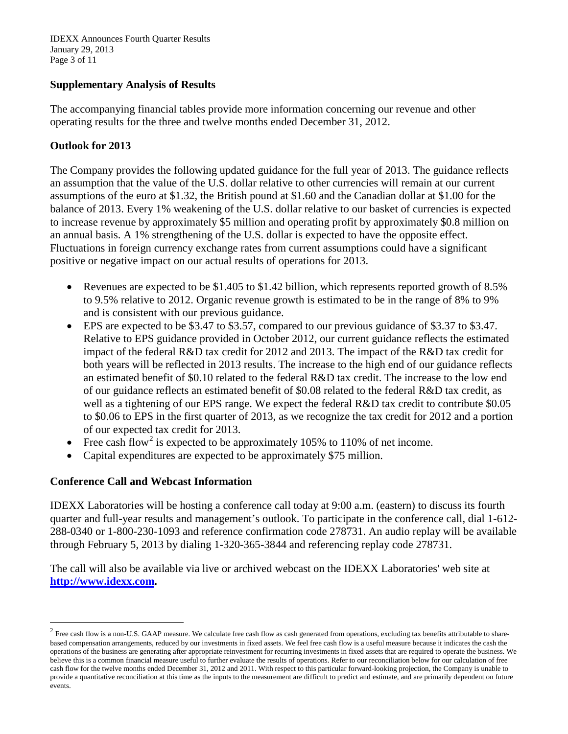## Supplementary Analysis of Results

The accompanying financial tables provide more information concerning our revenue and other operating results for the three and twelve months ended December 31, 2012.

## Outlook for 2013

The Company provides the following updated guidance for the full year of 2013. The guidance reflects an assumption that the value of the U.S. dollar relative to other currencies will remain at our current assumptions of the euro at $1.32, the British pound at $1.60 and the Canadian dollar at $1.00 for the balance of 2013. Every 1% weakening of the U.S. dollar relative to our basket of currencies is expected to increase revenue by approximately $5 million and operating profit by approximately $0.8 million on an annual basis. A 1% strengthening of the U.S. dollar is expected to have the opposite effect. Fluctuations in foreign currency exchange rates from current assumptions could have a significant positive or negative impact on our actual results of operations for 2013.

- Revenues are expected to be $1.405 to $1.42 billion, which represents reported growth of 8.5% to 9.5% relative to 2012. Organic revenue growth is estimated to be in the range of 8% to 9% and is consistent with our previous guidance.
- EPS are expected to be $3.47 to $3.57, compared to our previous guidance of $3.37 to $3.47. Relative to EPS guidance provided in October 2012, our current guidance reflects the estimated impact of the federal R&D tax credit for 2012 and 2013. The impact of the R&D tax credit for both years will be reflected in 2013 results. The increase to the high end of our guidance reflects an estimated benefit of $0.10 related to the federal R&D tax credit. The increase to the low end of our guidance reflects an estimated benefit of $0.08 related to the federal R&D tax credit, as well as a tightening of our EPS range. We expect the federal R&D tax credit to contribute $0.05 to $0.06 to EPS in the first quarter of 2013, as we recognize the tax credit for 2012 and a portion of our expected tax credit for 2013.
- Free cash flow[2] is expected to be approximately 105% to 110% of net income.
- Capital expenditures are expected to be approximately $75 million.

## Conference Call and Webcast Information

IDEXX Laboratories will be hosting a conference call today at 9:00 a.m. (eastern) to discuss its fourth quarter and full-year results and management's outlook. To participate in the conference call, dial 1-612-288-0340 or 1-800-230-1093 and reference confirmation code 278731. An audio replay will be available through February 5, 2013 by dialing 1-320-365-3844 and referencing replay code 278731.

The call will also be available via live or archived webcast on the IDEXX Laboratories' web site at **http://www.idexx.com.**

---

[2] Free cash flow is a non-U.S. GAAP measure. We calculate free cash flow as cash generated from operations, excluding tax benefits attributable to share-based compensation arrangements, reduced by our investments in fixed assets. We feel free cash flow is a useful measure because it indicates the cash the operations of the business are generating after appropriate reinvestment for recurring investments in fixed assets that are required to operate the business. We believe this is a common financial measure useful to further evaluate the results of operations. Refer to our reconciliation below for our calculation of free cash flow for the twelve months ended December 31, 2012 and 2011. With respect to this particular forward-looking projection, the Company is unable to provide a quantitative reconciliation at this time as the inputs to the measurement are difficult to predict and estimate, and are primarily dependent on future events.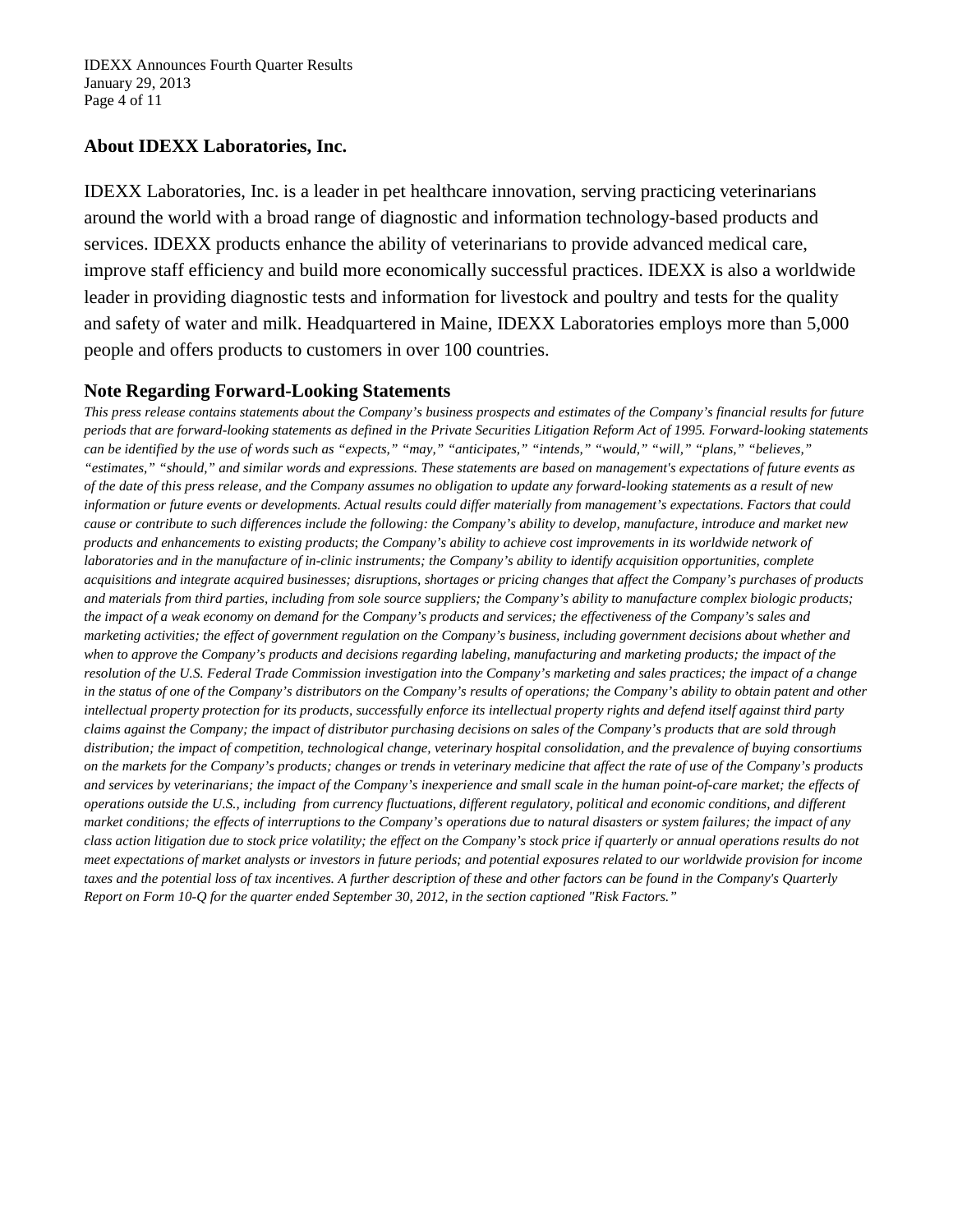## About IDEXX Laboratories, Inc.

IDEXX Laboratories, Inc. is a leader in pet healthcare innovation, serving practicing veterinarians around the world with a broad range of diagnostic and information technology-based products and services. IDEXX products enhance the ability of veterinarians to provide advanced medical care, improve staff efficiency and build more economically successful practices. IDEXX is also a worldwide leader in providing diagnostic tests and information for livestock and poultry and tests for the quality and safety of water and milk. Headquartered in Maine, IDEXX Laboratories employs more than 5,000 people and offers products to customers in over 100 countries.

## Note Regarding Forward-Looking Statements

*This press release contains statements about the Company's business prospects and estimates of the Company's financial results for future periods that are forward-looking statements as defined in the Private Securities Litigation Reform Act of 1995. Forward-looking statements can be identified by the use of words such as "expects," "may," "anticipates," "intends," "would," "will," "plans," "believes," "estimates," "should," and similar words and expressions. These statements are based on management's expectations of future events as of the date of this press release, and the Company assumes no obligation to update any forward-looking statements as a result of new information or future events or developments. Actual results could differ materially from management's expectations. Factors that could cause or contribute to such differences include the following: the Company's ability to develop, manufacture, introduce and market new products and enhancements to existing products; the Company's ability to achieve cost improvements in its worldwide network of laboratories and in the manufacture of in-clinic instruments; the Company's ability to identify acquisition opportunities, complete acquisitions and integrate acquired businesses; disruptions, shortages or pricing changes that affect the Company's purchases of products and materials from third parties, including from sole source suppliers; the Company's ability to manufacture complex biologic products; the impact of a weak economy on demand for the Company's products and services; the effectiveness of the Company's sales and marketing activities; the effect of government regulation on the Company's business, including government decisions about whether and when to approve the Company's products and decisions regarding labeling, manufacturing and marketing products; the impact of the resolution of the U.S. Federal Trade Commission investigation into the Company's marketing and sales practices; the impact of a change in the status of one of the Company's distributors on the Company's results of operations; the Company's ability to obtain patent and other intellectual property protection for its products, successfully enforce its intellectual property rights and defend itself against third party claims against the Company; the impact of distributor purchasing decisions on sales of the Company's products that are sold through distribution; the impact of competition, technological change, veterinary hospital consolidation, and the prevalence of buying consortiums on the markets for the Company's products; changes or trends in veterinary medicine that affect the rate of use of the Company's products and services by veterinarians; the impact of the Company's inexperience and small scale in the human point-of-care market; the effects of operations outside the U.S., including from currency fluctuations, different regulatory, political and economic conditions, and different market conditions; the effects of interruptions to the Company's operations due to natural disasters or system failures; the impact of any class action litigation due to stock price volatility; the effect on the Company's stock price if quarterly or annual operations results do not meet expectations of market analysts or investors in future periods; and potential exposures related to our worldwide provision for income taxes and the potential loss of tax incentives. A further description of these and other factors can be found in the Company's Quarterly Report on Form 10-Q for the quarter ended September 30, 2012, in the section captioned "Risk Factors."*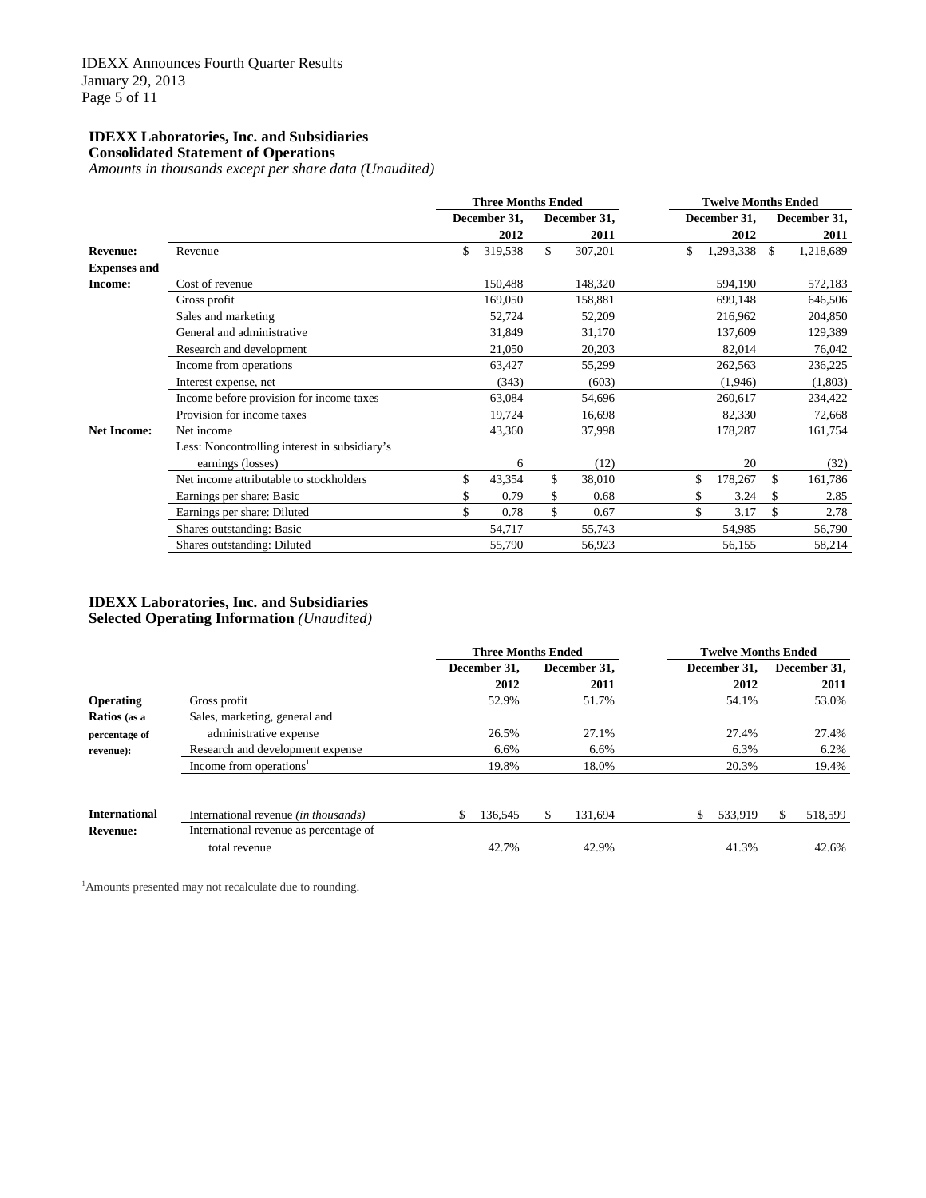**IDEXX Laboratories, Inc. and Subsidiaries**
**Consolidated Statement of Operations**
*Amounts in thousands except per share data (Unaudited)*

| | | Three Months Ended | | Twelve Months Ended | |
|---|---|---|---|---|---|
| | | December 31, 2012 | December 31, 2011 | December 31, 2012 | December 31, 2011 |
| **Revenue:** | Revenue | $ 319,538 | $ 307,201 | $ 1,293,338 | $ 1,218,689 |
| **Expenses and Income:** | Cost of revenue | 150,488 | 148,320 | 594,190 | 572,183 |
| | Gross profit | 169,050 | 158,881 | 699,148 | 646,506 |
| | Sales and marketing | 52,724 | 52,209 | 216,962 | 204,850 |
| | General and administrative | 31,849 | 31,170 | 137,609 | 129,389 |
| | Research and development | 21,050 | 20,203 | 82,014 | 76,042 |
| | Income from operations | 63,427 | 55,299 | 262,563 | 236,225 |
| | Interest expense, net | (343) | (603) | (1,946) | (1,803) |
| | Income before provision for income taxes | 63,084 | 54,696 | 260,617 | 234,422 |
| | Provision for income taxes | 19,724 | 16,698 | 82,330 | 72,668 |
| **Net Income:** | Net income | 43,360 | 37,998 | 178,287 | 161,754 |
| | Less: Noncontrolling interest in subsidiary's earnings (losses) | 6 | (12) | 20 | (32) |
| | Net income attributable to stockholders | $ 43,354 | $ 38,010 | $ 178,267 | $ 161,786 |
| | Earnings per share: Basic | $ 0.79 | $ 0.68 | $ 3.24 | $ 2.85 |
| | Earnings per share: Diluted | $ 0.78 | $ 0.67 | $ 3.17 | $ 2.78 |
| | Shares outstanding: Basic | 54,717 | 55,743 | 54,985 | 56,790 |
| | Shares outstanding: Diluted | 55,790 | 56,923 | 56,155 | 58,214 |

**IDEXX Laboratories, Inc. and Subsidiaries**
**Selected Operating Information** *(Unaudited)*

| | | Three Months Ended | | Twelve Months Ended | |
|---|---|---|---|---|---|
| | | December 31, 2012 | December 31, 2011 | December 31, 2012 | December 31, 2011 |
| **Operating Ratios** (as a percentage of revenue): | Gross profit | 52.9% | 51.7% | 54.1% | 53.0% |
| | Sales, marketing, general and administrative expense | 26.5% | 27.1% | 27.4% | 27.4% |
| | Research and development expense | 6.6% | 6.6% | 6.3% | 6.2% |
| | Income from operations[1] | 19.8% | 18.0% | 20.3% | 19.4% |
| **International Revenue:** | International revenue *(in thousands)* | $ 136,545 | $ 131,694 | $ 533,919 | $ 518,599 |
| | International revenue as percentage of total revenue | 42.7% | 42.9% | 41.3% | 42.6% |

[1]Amounts presented may not recalculate due to rounding.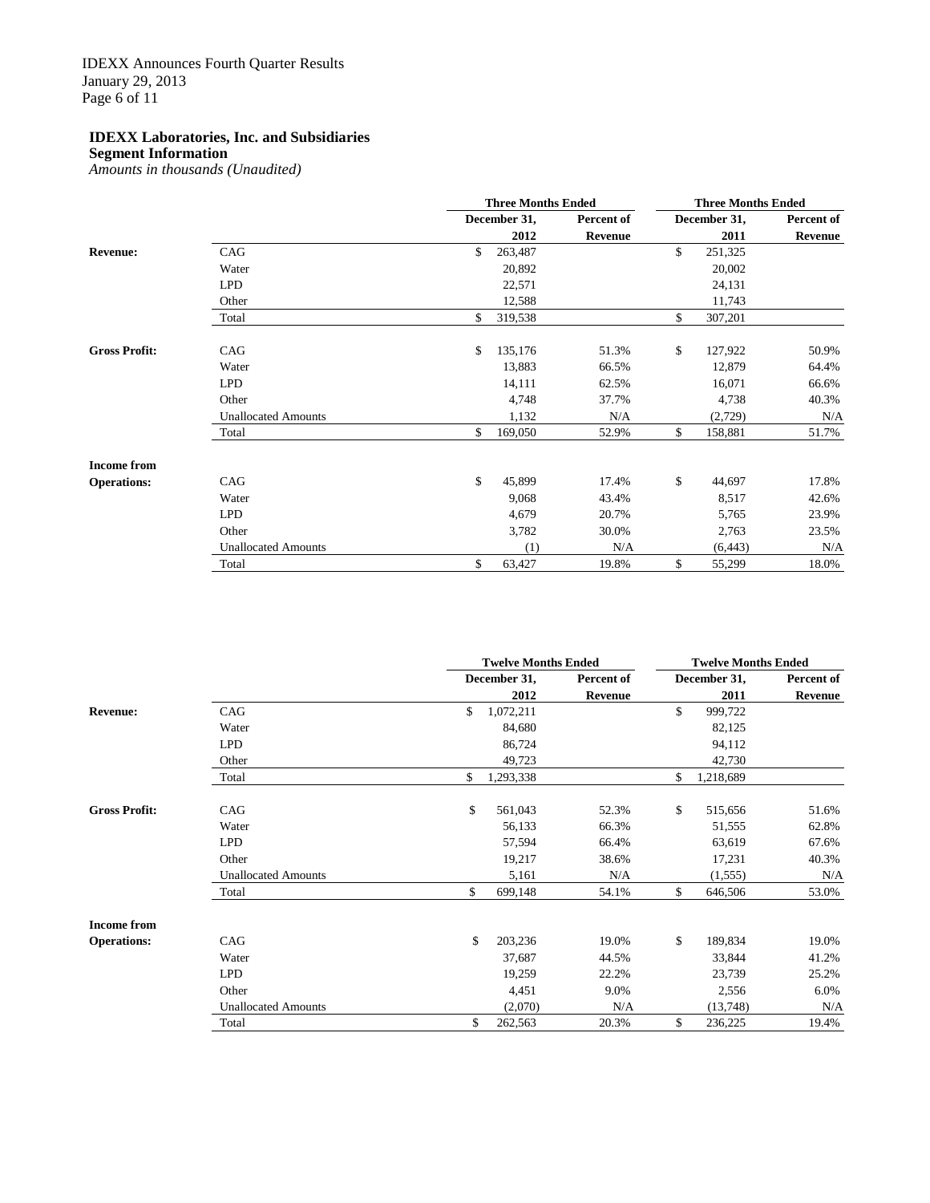**IDEXX Laboratories, Inc. and Subsidiaries**
**Segment Information**
*Amounts in thousands (Unaudited)*

| | | Three Months Ended | | Three Months Ended | |
|---|---|---|---|---|---|
| | | December 31, 2012 | Percent of Revenue | December 31, 2011 | Percent of Revenue |
| **Revenue:** | CAG | $ 263,487 | | $ 251,325 | |
| | Water | 20,892 | | 20,002 | |
| | LPD | 22,571 | | 24,131 | |
| | Other | 12,588 | | 11,743 | |
| | Total | $ 319,538 | | $ 307,201 | |
| **Gross Profit:** | CAG | $ 135,176 | 51.3% | $ 127,922 | 50.9% |
| | Water | 13,883 | 66.5% | 12,879 | 64.4% |
| | LPD | 14,111 | 62.5% | 16,071 | 66.6% |
| | Other | 4,748 | 37.7% | 4,738 | 40.3% |
| | Unallocated Amounts | 1,132 | N/A | (2,729) | N/A |
| | Total | $ 169,050 | 52.9% | $ 158,881 | 51.7% |
| **Income from Operations:** | CAG | $ 45,899 | 17.4% | $ 44,697 | 17.8% |
| | Water | 9,068 | 43.4% | 8,517 | 42.6% |
| | LPD | 4,679 | 20.7% | 5,765 | 23.9% |
| | Other | 3,782 | 30.0% | 2,763 | 23.5% |
| | Unallocated Amounts | (1) | N/A | (6,443) | N/A |
| | Total | $ 63,427 | 19.8% | $ 55,299 | 18.0% |

| | | Twelve Months Ended | | Twelve Months Ended | |
|---|---|---|---|---|---|
| | | December 31, 2012 | Percent of Revenue | December 31, 2011 | Percent of Revenue |
| **Revenue:** | CAG | $ 1,072,211 | | $ 999,722 | |
| | Water | 84,680 | | 82,125 | |
| | LPD | 86,724 | | 94,112 | |
| | Other | 49,723 | | 42,730 | |
| | Total | $ 1,293,338 | | $ 1,218,689 | |
| **Gross Profit:** | CAG | $ 561,043 | 52.3% | $ 515,656 | 51.6% |
| | Water | 56,133 | 66.3% | 51,555 | 62.8% |
| | LPD | 57,594 | 66.4% | 63,619 | 67.6% |
| | Other | 19,217 | 38.6% | 17,231 | 40.3% |
| | Unallocated Amounts | 5,161 | N/A | (1,555) | N/A |
| | Total | $ 699,148 | 54.1% | $ 646,506 | 53.0% |
| **Income from Operations:** | CAG | $ 203,236 | 19.0% | $ 189,834 | 19.0% |
| | Water | 37,687 | 44.5% | 33,844 | 41.2% |
| | LPD | 19,259 | 22.2% | 23,739 | 25.2% |
| | Other | 4,451 | 9.0% | 2,556 | 6.0% |
| | Unallocated Amounts | (2,070) | N/A | (13,748) | N/A |
| | Total | $ 262,563 | 20.3% | $ 236,225 | 19.4% |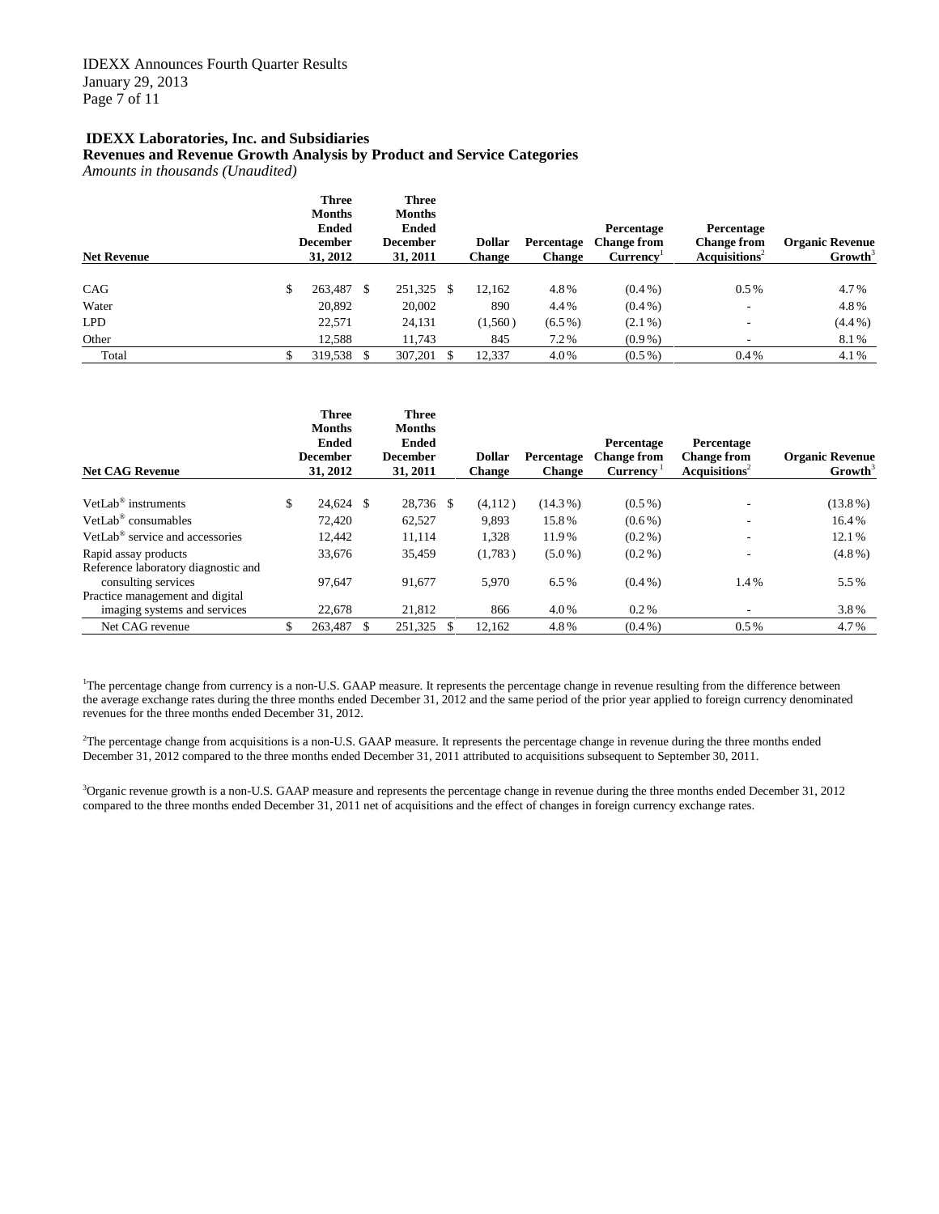## IDEXX Laboratories, Inc. and Subsidiaries

### Revenues and Revenue Growth Analysis by Product and Service Categories

*Amounts in thousands (Unaudited)*

| Net Revenue | Three Months Ended December 31, 2012 | Three Months Ended December 31, 2011 | Dollar Change | Percentage Change | Percentage Change from Currency[1] | Percentage Change from Acquisitions[2] | Organic Revenue Growth[3] |
|---|---|---|---|---|---|---|---|
| CAG | $ 263,487 | $ 251,325 | $ 12,162 | 4.8% | (0.4%) | 0.5% | 4.7% |
| Water | 20,892 | 20,002 | 890 | 4.4% | (0.4%) | - | 4.8% |
| LPD | 22,571 | 24,131 | (1,560) | (6.5%) | (2.1%) | - | (4.4%) |
| Other | 12,588 | 11,743 | 845 | 7.2% | (0.9%) | - | 8.1% |
| Total | $ 319,538 | $ 307,201 | $ 12,337 | 4.0% | (0.5%) | 0.4% | 4.1% |

| Net CAG Revenue | Three Months Ended December 31, 2012 | Three Months Ended December 31, 2011 | Dollar Change | Percentage Change | Percentage Change from Currency[1] | Percentage Change from Acquisitions[2] | Organic Revenue Growth[3] |
|---|---|---|---|---|---|---|---|
| VetLab® instruments | $ 24,624 | $ 28,736 | $ (4,112) | (14.3%) | (0.5%) | - | (13.8%) |
| VetLab® consumables | 72,420 | 62,527 | 9,893 | 15.8% | (0.6%) | - | 16.4% |
| VetLab® service and accessories | 12,442 | 11,114 | 1,328 | 11.9% | (0.2%) | - | 12.1% |
| Rapid assay products | 33,676 | 35,459 | (1,783) | (5.0%) | (0.2%) | - | (4.8%) |
| Reference laboratory diagnostic and consulting services | 97,647 | 91,677 | 5,970 | 6.5% | (0.4%) | 1.4% | 5.5% |
| Practice management and digital imaging systems and services | 22,678 | 21,812 | 866 | 4.0% | 0.2% | - | 3.8% |
| Net CAG revenue | $ 263,487 | $ 251,325 | $ 12,162 | 4.8% | (0.4%) | 0.5% | 4.7% |

[1]The percentage change from currency is a non-U.S. GAAP measure. It represents the percentage change in revenue resulting from the difference between the average exchange rates during the three months ended December 31, 2012 and the same period of the prior year applied to foreign currency denominated revenues for the three months ended December 31, 2012.

[2]The percentage change from acquisitions is a non-U.S. GAAP measure. It represents the percentage change in revenue during the three months ended December 31, 2012 compared to the three months ended December 31, 2011 attributed to acquisitions subsequent to September 30, 2011.

[3]Organic revenue growth is a non-U.S. GAAP measure and represents the percentage change in revenue during the three months ended December 31, 2012 compared to the three months ended December 31, 2011 net of acquisitions and the effect of changes in foreign currency exchange rates.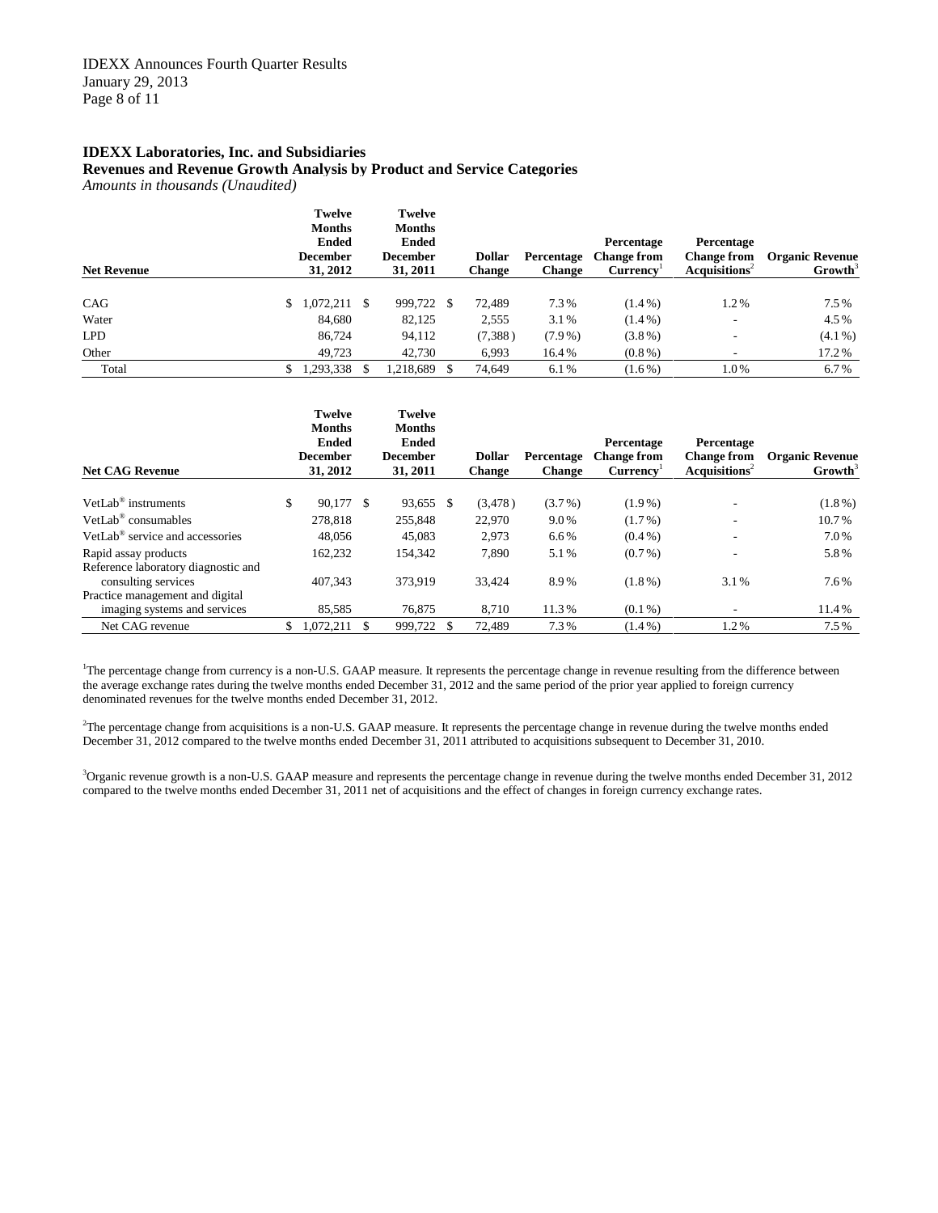## IDEXX Laboratories, Inc. and Subsidiaries

**Revenues and Revenue Growth Analysis by Product and Service Categories**

*Amounts in thousands (Unaudited)*

| Net Revenue | Twelve Months Ended December 31, 2012 | Twelve Months Ended December 31, 2011 | Dollar Change | Percentage Change | Percentage Change from Currency[1] | Percentage Change from Acquisitions[2] | Organic Revenue Growth[3] |
|---|---|---|---|---|---|---|---|
| CAG | $ 1,072,211 | $ 999,722 | $ 72,489 | 7.3% | (1.4%) | 1.2% | 7.5% |
| Water | 84,680 | 82,125 | 2,555 | 3.1% | (1.4%) | - | 4.5% |
| LPD | 86,724 | 94,112 | (7,388) | (7.9%) | (3.8%) | - | (4.1%) |
| Other | 49,723 | 42,730 | 6,993 | 16.4% | (0.8%) | - | 17.2% |
| Total | $ 1,293,338 | $ 1,218,689 | $ 74,649 | 6.1% | (1.6%) | 1.0% | 6.7% |

| Net CAG Revenue | Twelve Months Ended December 31, 2012 | Twelve Months Ended December 31, 2011 | Dollar Change | Percentage Change | Percentage Change from Currency[1] | Percentage Change from Acquisitions[2] | Organic Revenue Growth[3] |
|---|---|---|---|---|---|---|---|
| VetLab® instruments | $ 90,177 | $ 93,655 | $ (3,478) | (3.7%) | (1.9%) | - | (1.8%) |
| VetLab® consumables | 278,818 | 255,848 | 22,970 | 9.0% | (1.7%) | - | 10.7% |
| VetLab® service and accessories | 48,056 | 45,083 | 2,973 | 6.6% | (0.4%) | - | 7.0% |
| Rapid assay products | 162,232 | 154,342 | 7,890 | 5.1% | (0.7%) | - | 5.8% |
| Reference laboratory diagnostic and consulting services | 407,343 | 373,919 | 33,424 | 8.9% | (1.8%) | 3.1% | 7.6% |
| Practice management and digital imaging systems and services | 85,585 | 76,875 | 8,710 | 11.3% | (0.1%) | - | 11.4% |
| Net CAG revenue | $ 1,072,211 | $ 999,722 | $ 72,489 | 7.3% | (1.4%) | 1.2% | 7.5% |

[1]The percentage change from currency is a non-U.S. GAAP measure. It represents the percentage change in revenue resulting from the difference between the average exchange rates during the twelve months ended December 31, 2012 and the same period of the prior year applied to foreign currency denominated revenues for the twelve months ended December 31, 2012.

[2]The percentage change from acquisitions is a non-U.S. GAAP measure. It represents the percentage change in revenue during the twelve months ended December 31, 2012 compared to the twelve months ended December 31, 2011 attributed to acquisitions subsequent to December 31, 2010.

[3]Organic revenue growth is a non-U.S. GAAP measure and represents the percentage change in revenue during the twelve months ended December 31, 2012 compared to the twelve months ended December 31, 2011 net of acquisitions and the effect of changes in foreign currency exchange rates.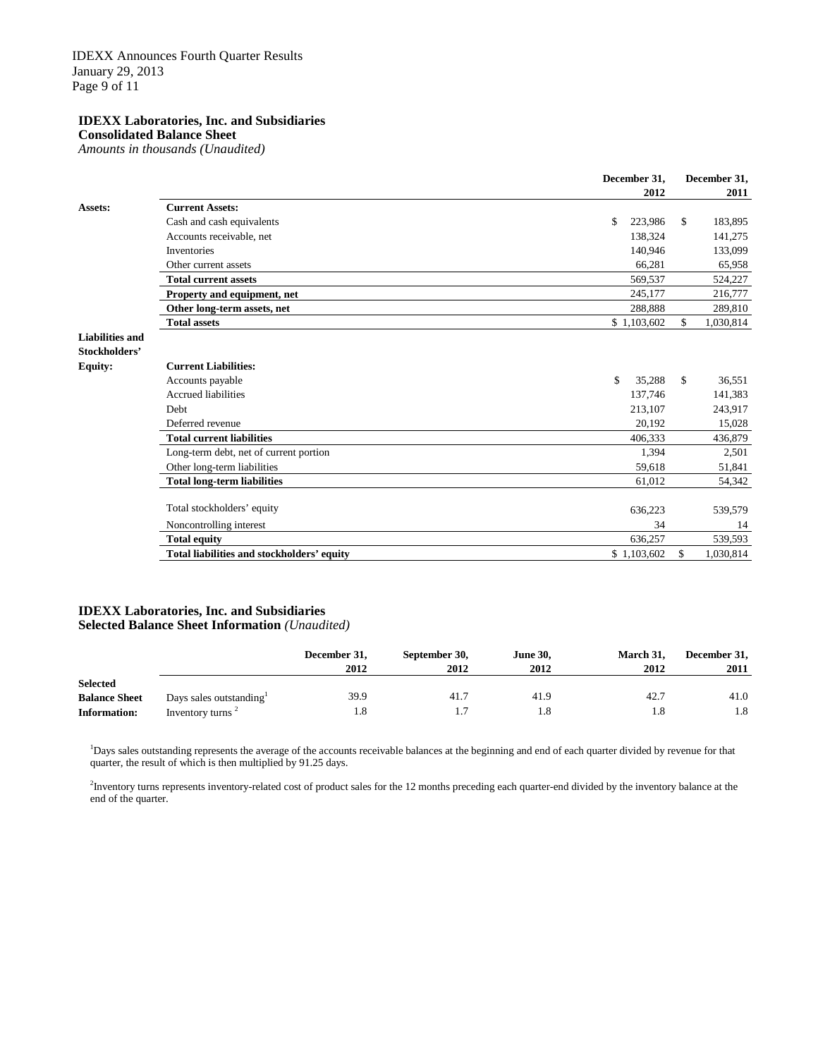**IDEXX Laboratories, Inc. and Subsidiaries**
**Consolidated Balance Sheet**
*Amounts in thousands (Unaudited)*

| | | December 31, 2012 | December 31, 2011 |
|---|---|---|---|
| **Assets:** | **Current Assets:** | | |
| | Cash and cash equivalents | $ 223,986 | $ 183,895 |
| | Accounts receivable, net | 138,324 | 141,275 |
| | Inventories | 140,946 | 133,099 |
| | Other current assets | 66,281 | 65,958 |
| | **Total current assets** | 569,537 | 524,227 |
| | **Property and equipment, net** | 245,177 | 216,777 |
| | **Other long-term assets, net** | 288,888 | 289,810 |
| | **Total assets** | $ 1,103,602 | $ 1,030,814 |
| **Liabilities and Stockholders' Equity:** | **Current Liabilities:** | | |
| | Accounts payable | $ 35,288 | $ 36,551 |
| | Accrued liabilities | 137,746 | 141,383 |
| | Debt | 213,107 | 243,917 |
| | Deferred revenue | 20,192 | 15,028 |
| | **Total current liabilities** | 406,333 | 436,879 |
| | Long-term debt, net of current portion | 1,394 | 2,501 |
| | Other long-term liabilities | 59,618 | 51,841 |
| | **Total long-term liabilities** | 61,012 | 54,342 |
| | Total stockholders' equity | 636,223 | 539,579 |
| | Noncontrolling interest | 34 | 14 |
| | **Total equity** | 636,257 | 539,593 |
| | **Total liabilities and stockholders' equity** | $ 1,103,602 | $ 1,030,814 |

**IDEXX Laboratories, Inc. and Subsidiaries**
**Selected Balance Sheet Information** *(Unaudited)*

| | | December 31, 2012 | September 30, 2012 | June 30, 2012 | March 31, 2012 | December 31, 2011 |
|---|---|---|---|---|---|---|
| **Selected Balance Sheet Information:** | Days sales outstanding[1] | 39.9 | 41.7 | 41.9 | 42.7 | 41.0 |
| | Inventory turns [2] | 1.8 | 1.7 | 1.8 | 1.8 | 1.8 |

[1]Days sales outstanding represents the average of the accounts receivable balances at the beginning and end of each quarter divided by revenue for that quarter, the result of which is then multiplied by 91.25 days.

[2]Inventory turns represents inventory-related cost of product sales for the 12 months preceding each quarter-end divided by the inventory balance at the end of the quarter.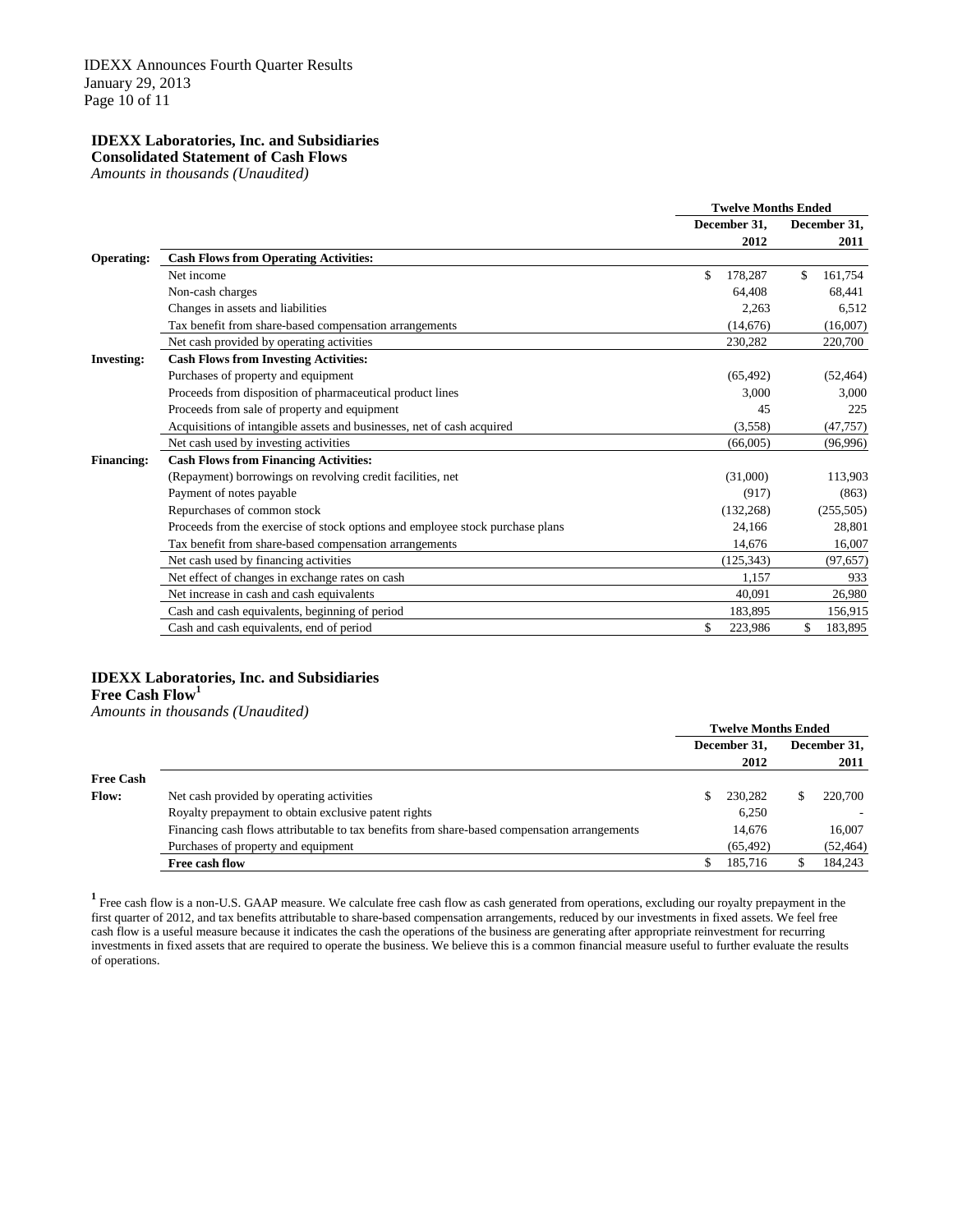**IDEXX Laboratories, Inc. and Subsidiaries**
**Consolidated Statement of Cash Flows**
*Amounts in thousands (Unaudited)*

| | | Twelve Months Ended | |
|---|---|---|---|
| | | December 31, 2012 | December 31, 2011 |
| **Operating:** | **Cash Flows from Operating Activities:** | | |
| | Net income | $ 178,287 | $ 161,754 |
| | Non-cash charges | 64,408 | 68,441 |
| | Changes in assets and liabilities | 2,263 | 6,512 |
| | Tax benefit from share-based compensation arrangements | (14,676) | (16,007) |
| | Net cash provided by operating activities | 230,282 | 220,700 |
| **Investing:** | **Cash Flows from Investing Activities:** | | |
| | Purchases of property and equipment | (65,492) | (52,464) |
| | Proceeds from disposition of pharmaceutical product lines | 3,000 | 3,000 |
| | Proceeds from sale of property and equipment | 45 | 225 |
| | Acquisitions of intangible assets and businesses, net of cash acquired | (3,558) | (47,757) |
| | Net cash used by investing activities | (66,005) | (96,996) |
| **Financing:** | **Cash Flows from Financing Activities:** | | |
| | (Repayment) borrowings on revolving credit facilities, net | (31,000) | 113,903 |
| | Payment of notes payable | (917) | (863) |
| | Repurchases of common stock | (132,268) | (255,505) |
| | Proceeds from the exercise of stock options and employee stock purchase plans | 24,166 | 28,801 |
| | Tax benefit from share-based compensation arrangements | 14,676 | 16,007 |
| | Net cash used by financing activities | (125,343) | (97,657) |
| | Net effect of changes in exchange rates on cash | 1,157 | 933 |
| | Net increase in cash and cash equivalents | 40,091 | 26,980 |
| | Cash and cash equivalents, beginning of period | 183,895 | 156,915 |
| | Cash and cash equivalents, end of period | $ 223,986 | $ 183,895 |

**IDEXX Laboratories, Inc. and Subsidiaries**
**Free Cash Flow[1]**
*Amounts in thousands (Unaudited)*

| | | Twelve Months Ended | |
|---|---|---|---|
| | | December 31, 2012 | December 31, 2011 |
| **Free Cash Flow:** | Net cash provided by operating activities | $ 230,282 | $ 220,700 |
| | Royalty prepayment to obtain exclusive patent rights | 6,250 | - |
| | Financing cash flows attributable to tax benefits from share-based compensation arrangements | 14,676 | 16,007 |
| | Purchases of property and equipment | (65,492) | (52,464) |
| | **Free cash flow** | $ 185,716 | $ 184,243 |

[1] Free cash flow is a non-U.S. GAAP measure. We calculate free cash flow as cash generated from operations, excluding our royalty prepayment in the first quarter of 2012, and tax benefits attributable to share-based compensation arrangements, reduced by our investments in fixed assets. We feel free cash flow is a useful measure because it indicates the cash the operations of the business are generating after appropriate reinvestment for recurring investments in fixed assets that are required to operate the business. We believe this is a common financial measure useful to further evaluate the results of operations.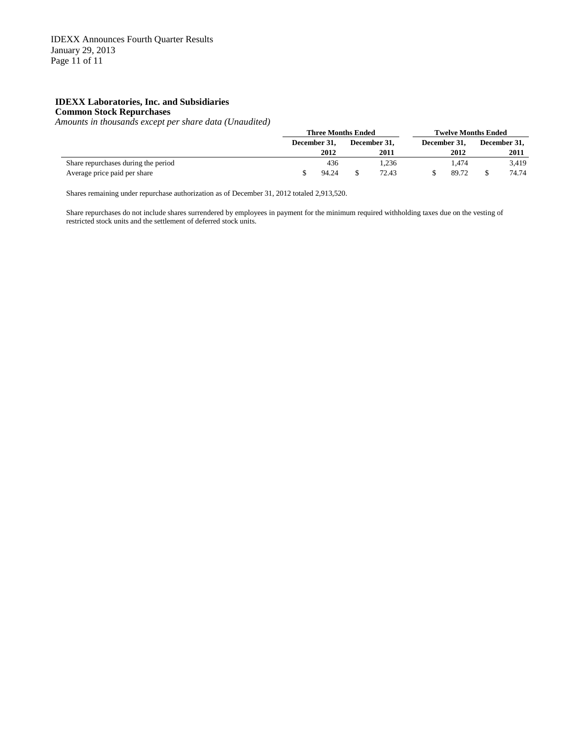**IDEXX Laboratories, Inc. and Subsidiaries**
**Common Stock Repurchases**
*Amounts in thousands except per share data (Unaudited)*

| | Three Months Ended | | Twelve Months Ended | |
|---|---|---|---|---|
| | December 31, 2012 | December 31, 2011 | December 31, 2012 | December 31, 2011 |
| Share repurchases during the period | 436 | 1,236 | 1,474 | 3,419 |
| Average price paid per share | $ 94.24 | $ 72.43 | $ 89.72 | $ 74.74 |

Shares remaining under repurchase authorization as of December 31, 2012 totaled 2,913,520.

Share repurchases do not include shares surrendered by employees in payment for the minimum required withholding taxes due on the vesting of restricted stock units and the settlement of deferred stock units.